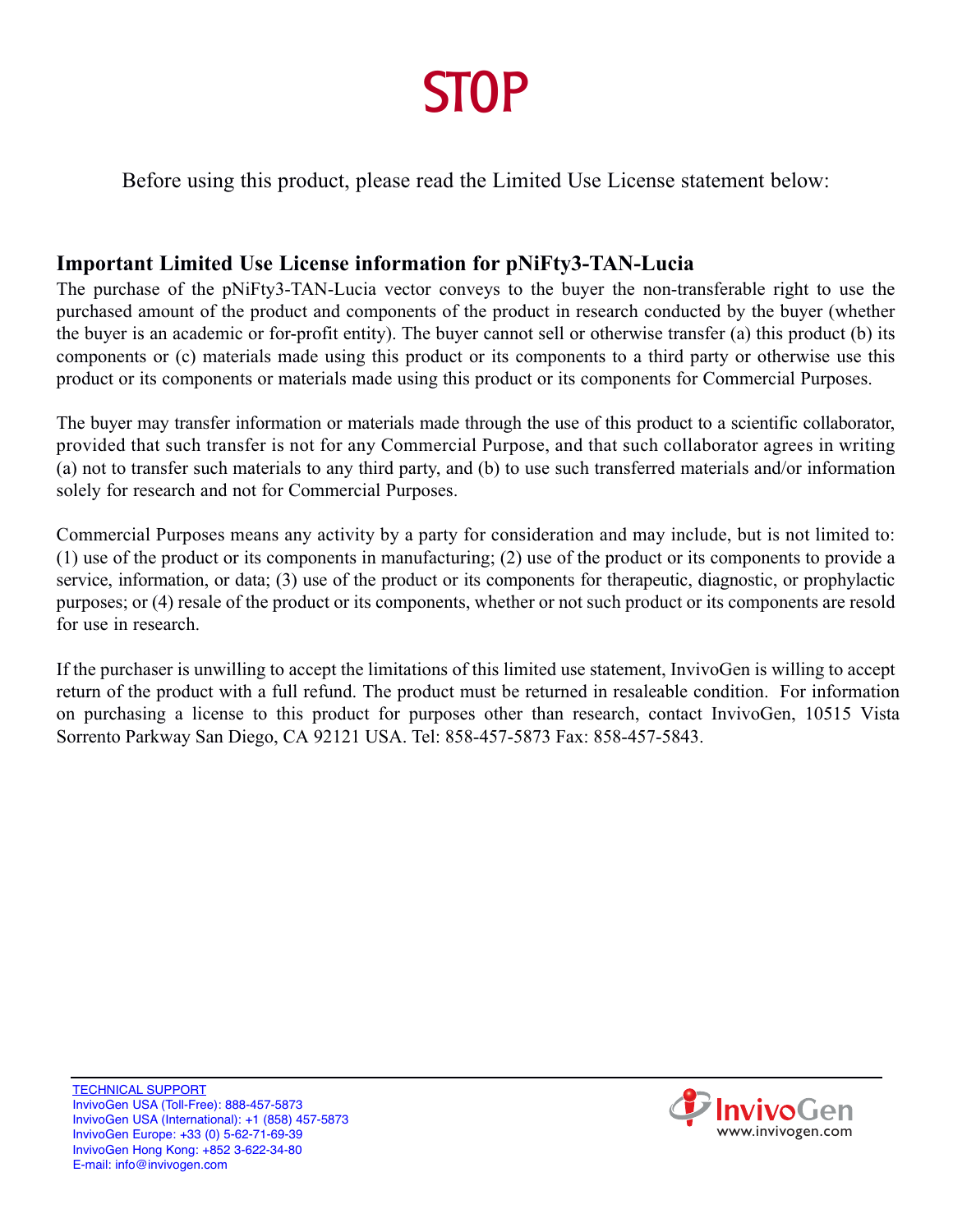# STOP

Before using this product, please read the Limited Use License statement below:

## Important Limited Use License information for pNiFty3-TAN-Lucia

The purchase of the pNiFty3-TAN-Lucia vector conveys to the buyer the non-transferable right to use the purchased amount of the product and components of the product in research conducted by the buyer (whether the buyer is an academic or for-profit entity). The buyer cannot sell or otherwise transfer (a) this product (b) its components or (c) materials made using this product or its components to a third party or otherwise use this product or its components or materials made using this product or its components for Commercial Purposes.

The buyer may transfer information or materials made through the use of this product to a scientific collaborator, provided that such transfer is not for any Commercial Purpose, and that such collaborator agrees in writing (a) not to transfer such materials to any third party, and (b) to use such transferred materials and/or information solely for research and not for Commercial Purposes.

Commercial Purposes means any activity by a party for consideration and may include, but is not limited to: (1) use of the product or its components in manufacturing; (2) use of the product or its components to provide a service, information, or data; (3) use of the product or its components for therapeutic, diagnostic, or prophylactic purposes; or (4) resale of the product or its components, whether or not such product or its components are resold for use in research.

If the purchaser is unwilling to accept the limitations of this limited use statement, InvivoGen is willing to accept return of the product with a full refund. The product must be returned in resaleable condition. For information on purchasing a license to this product for purposes other than research, contact InvivoGen, 10515 Vista Sorrento Parkway San Diego, CA 92121 USA. Tel: 858-457-5873 Fax: 858-457-5843.

TECHNICAL SUPPORT
InvivoGen USA (Toll-Free): 888-457-5873
InvivoGen USA (International): +1 (858) 457-5873
InvivoGen Europe: +33 (0) 5-62-71-69-39
InvivoGen Hong Kong: +852 3-622-34-80
E-mail: info@invivogen.com

InvivoGen
www.invivogen.com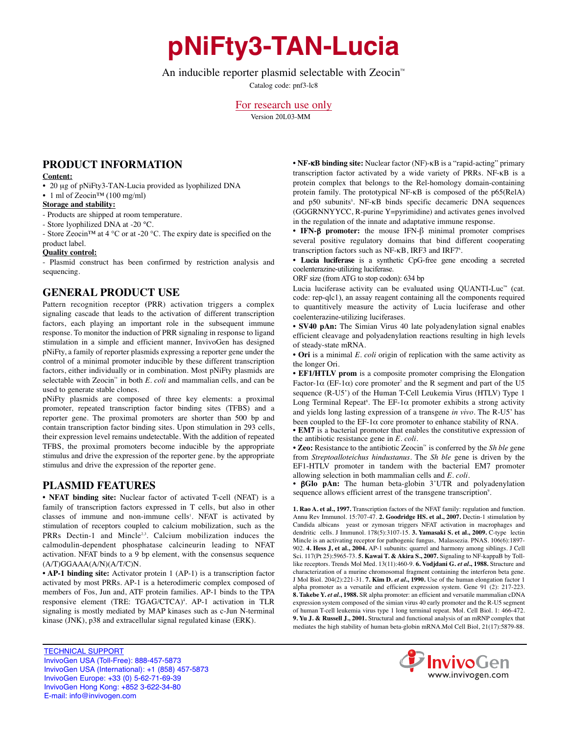# pNiFty3-TAN-Lucia

An inducible reporter plasmid selectable with Zeocin™

Catalog code: pnf3-lc8

For research use only

Version 20L03-MM

## PRODUCT INFORMATION

**Content:**

- 20 μg of pNiFty3-TAN-Lucia provided as lyophilized DNA
- 1 ml of Zeocin™ (100 mg/ml)

**Storage and stability:**

- Products are shipped at room temperature.
- Store lyophilized DNA at -20 °C.
- Store Zeocin™ at 4 °C or at -20 °C. The expiry date is specified on the product label.

**Quality control:**

- Plasmid construct has been confirmed by restriction analysis and sequencing.

## GENERAL PRODUCT USE

Pattern recognition receptor (PRR) activation triggers a complex signaling cascade that leads to the activation of different transcription factors, each playing an important role in the subsequent immune response. To monitor the induction of PRR signaling in response to ligand stimulation in a simple and efficient manner, InvivoGen has designed pNiFty, a family of reporter plasmids expressing a reporter gene under the control of a minimal promoter inducible by these different transcription factors, either individually or in combination. Most pNiFty plasmids are selectable with Zeocin™ in both *E. coli* and mammalian cells, and can be used to generate stable clones.

pNiFty plasmids are composed of three key elements: a proximal promoter, repeated transcription factor binding sites (TFBS) and a reporter gene. The proximal promoters are shorter than 500 bp and contain transcription factor binding sites. Upon stimulation in 293 cells, their expression level remains undetectable. With the addition of repeated TFBS, the proximal promoters become inducible by the appropriate stimulus and drive the expression of the reporter gene. by the appropriate stimulus and drive the expression of the reporter gene.

## PLASMID FEATURES

**• NFAT binding site:** Nuclear factor of activated T-cell (NFAT) is a family of transcription factors expressed in T cells, but also in other classes of immune and non-immune cells[1]. NFAT is activated by stimulation of receptors coupled to calcium mobilization, such as the PRRs Dectin-1 and Mincle[2,3]. Calcium mobilization induces the calmodulin-dependent phosphatase calcineurin leading to NFAT activation. NFAT binds to a 9 bp element, with the consensus sequence (A/T)GGAAA(A/N)(A/T/C)N.

**• AP-1 binding site:** Activator protein 1 (AP-1) is a transcription factor activated by most PRRs. AP-1 is a heterodimeric complex composed of members of Fos, Jun and, ATF protein families. AP-1 binds to the TPA responsive element (TRE: TGAG/CTCA)[4]. AP-1 activation in TLR signaling is mostly mediated by MAP kinases such as c-Jun N-terminal kinase (JNK), p38 and extracellular signal regulated kinase (ERK).

**• NF-κB binding site:** Nuclear factor (NF)-κB is a "rapid-acting" primary transcription factor activated by a wide variety of PRRs. NF-κB is a protein complex that belongs to the Rel-homology domain-containing protein family. The prototypical NF-κB is composed of the p65(RelA) and p50 subunits[5]. NF-κB binds specific decameric DNA sequences (GGGRNNYYCC, R-purine Y=pyrimidine) and activates genes involved in the regulation of the innate and adaptative immune response.

**• IFN-β promoter:** the mouse IFN-β minimal promoter comprises several positive regulatory domains that bind different cooperating transcription factors such as NF-κB, IRF3 and IRF7[6].

**• Lucia luciferase** is a synthetic CpG-free gene encoding a secreted coelenterazine-utilizing luciferase.

ORF size (from ATG to stop codon): 634 bp

Lucia luciferase activity can be evaluated using QUANTI-Luc™ (cat. code: rep-qlc1), an assay reagent containing all the components required to quantitively measure the activity of Lucia luciferase and other coelenterazine-utilizing luciferases.

**• SV40 pAn:** The Simian Virus 40 late polyadenylation signal enables efficient cleavage and polyadenylation reactions resulting in high levels of steady-state mRNA.

**• Ori** is a minimal *E. coli* origin of replication with the same activity as the longer Ori.

**• EF1/HTLV prom** is a composite promoter comprising the Elongation Factor-1α (EF-1α) core promoter[7] and the R segment and part of the U5 sequence (R-U5') of the Human T-Cell Leukemia Virus (HTLV) Type 1 Long Terminal Repeat[8]. The EF-1α promoter exhibits a strong activity and yields long lasting expression of a transgene *in vivo*. The R-U5' has been coupled to the EF-1α core promoter to enhance stability of RNA.

**• EM7** is a bacterial promoter that enables the constitutive expression of the antibiotic resistance gene in *E. coli*.

**• Zeo:** Resistance to the antibiotic Zeocin™ is conferred by the *Sh ble* gene from *Streptoalloteichus hindustanus*. The *Sh ble* gene is driven by the EF1-HTLV promoter in tandem with the bacterial EM7 promoter allowing selection in both mammalian cells and *E. coli*.

**• βGlo pAn:** The human beta-globin 3'UTR and polyadenylation sequence allows efficient arrest of the transgene transcription[9].

**1. Rao A. et al., 1997.** Transcription factors of the NFAT family: regulation and function. Annu Rev Immunol. 15:707-47. **2. Goodridge HS. et al., 2007.** Dectin-1 stimulation by Candida albicans yeast or zymosan triggers NFAT activation in macrophages and dendritic cells. J Immunol. 178(5):3107-15. **3. Yamasaki S. et al., 2009.** C-type lectin Mincle is an activating receptor for pathogenic fungus, Malassezia. PNAS. 106(6):1897-902. **4. Hess J, et al., 2004.** AP-1 subunits: quarrel and harmony among siblings. J Cell Sci. 117(Pt 25):5965-73. **5. Kawai T. & Akira S., 2007.** Signaling to NF-kappaB by Toll-like receptors. Trends Mol Med. 13(11):460-9. **6. Vodjdani G. *et al*., 1988.** Structure and characterization of a murine chromosomal fragment containing the interferon beta gene. J Mol Biol. 204(2):221-31. **7. Kim D. *et al*., 1990.** Use of the human elongation factor 1 alpha promoter as a versatile and efficient expression system. Gene 91 (2): 217-223. **8. Takebe Y. *et al*., 1988.** SR alpha promoter: an efficient and versatile mammalian cDNA expression system composed of the simian virus 40 early promoter and the R-U5 segment of human T-cell leukemia virus type 1 long terminal repeat. Mol. Cell Biol. 1: 466-472. **9. Yu J. & Russell J., 2001.** Structural and functional analysis of an mRNP complex that mediates the high stability of human beta-globin mRNA.Mol Cell Biol, 21(17):5879-88.

TECHNICAL SUPPORT
InvivoGen USA (Toll-Free): 888-457-5873
InvivoGen USA (International): +1 (858) 457-5873
InvivoGen Europe: +33 (0) 5-62-71-69-39
InvivoGen Hong Kong: +852 3-622-34-80
E-mail: info@invivogen.com

InvivoGen
www.invivogen.com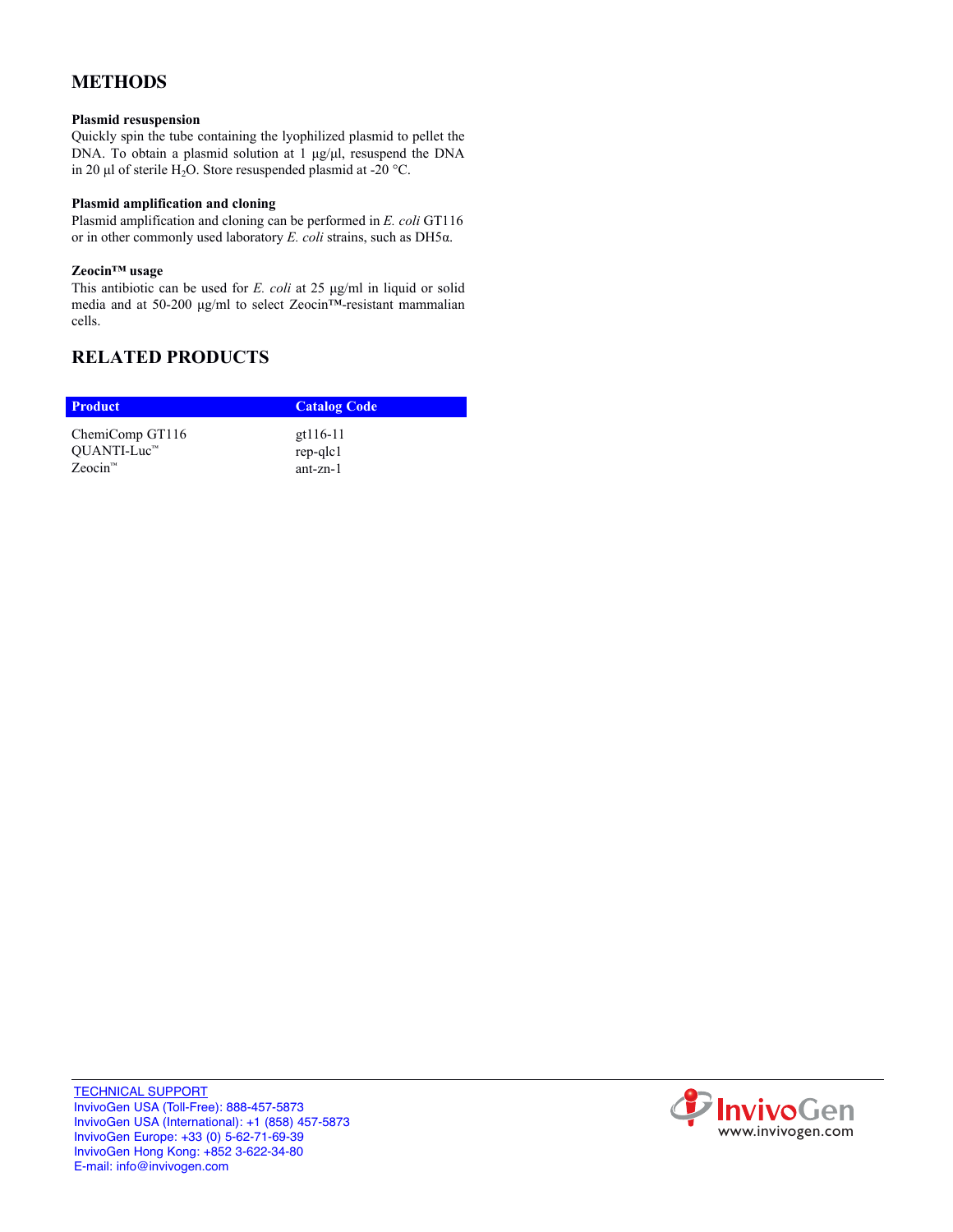## METHODS

**Plasmid resuspension**

Quickly spin the tube containing the lyophilized plasmid to pellet the DNA. To obtain a plasmid solution at 1 µg/µl, resuspend the DNA in 20 µl of sterile $H_2O$. Store resuspended plasmid at -20 °C.

**Plasmid amplification and cloning**

Plasmid amplification and cloning can be performed in *E. coli* GT116 or in other commonly used laboratory *E. coli* strains, such as DH5α.

**Zeocin™ usage**

This antibiotic can be used for *E. coli* at 25 µg/ml in liquid or solid media and at 50-200 µg/ml to select Zeocin™-resistant mammalian cells.

## RELATED PRODUCTS

| Product | Catalog Code |
|---|---|
| ChemiComp GT116 | gt116-11 |
| QUANTI-Luc™ | rep-qlc1 |
| Zeocin™ | ant-zn-1 |

TECHNICAL SUPPORT
InvivoGen USA (Toll-Free): 888-457-5873
InvivoGen USA (International): +1 (858) 457-5873
InvivoGen Europe: +33 (0) 5-62-71-69-39
InvivoGen Hong Kong: +852 3-622-34-80
E-mail: info@invivogen.com

InvivoGen
www.invivogen.com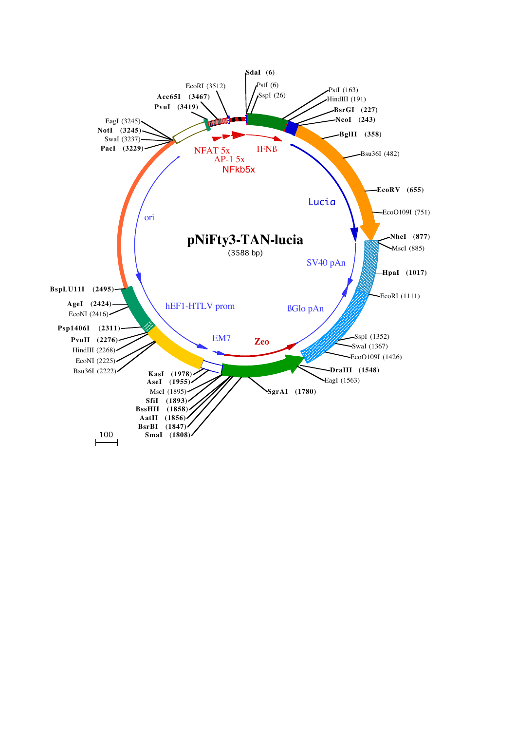# pNiFty3-TAN-lucia

(3588 bp)

- SdaI (6)
- PstI (6)
- SspI (26)
- PstI (163)
- HindIII (191)
- BsrGI (227)
- NcoI (243)
- BglII (358)
- Bsu36I (482)
- EcoRV (655)
- EcoO109I (751)
- NheI (877)
- MscI (885)
- HpaI (1017)
- EcoRI (1111)
- SspI (1352)
- SwaI (1367)
- EcoO109I (1426)
- DraIII (1548)
- EagI (1563)
- SgrAI (1780)
- SmaI (1808)
- BsrBI (1847)
- AatII (1856)
- BssHII (1858)
- SfiI (1893)
- MscI (1895)
- AseI (1955)
- KasI (1978)
- Bsu36I (2222)
- EcoNI (2225)
- HindIII (2268)
- PvuII (2276)
- Psp1406I (2311)
- EcoNI (2416)
- AgeI (2424)
- BspLU11I (2495)
- PacI (3229)
- SwaI (3237)
- NotI (3245)
- EagI (3245)
- PvuI (3419)
- Acc65I (3467)
- EcoRI (3512)

Features: NFAT 5x, AP-1 5x, NFkb5x, IFNß, Lucia, SV40 pAn, ßGlo pAn, Zeo, EM7, hEF1-HTLV prom, ori

100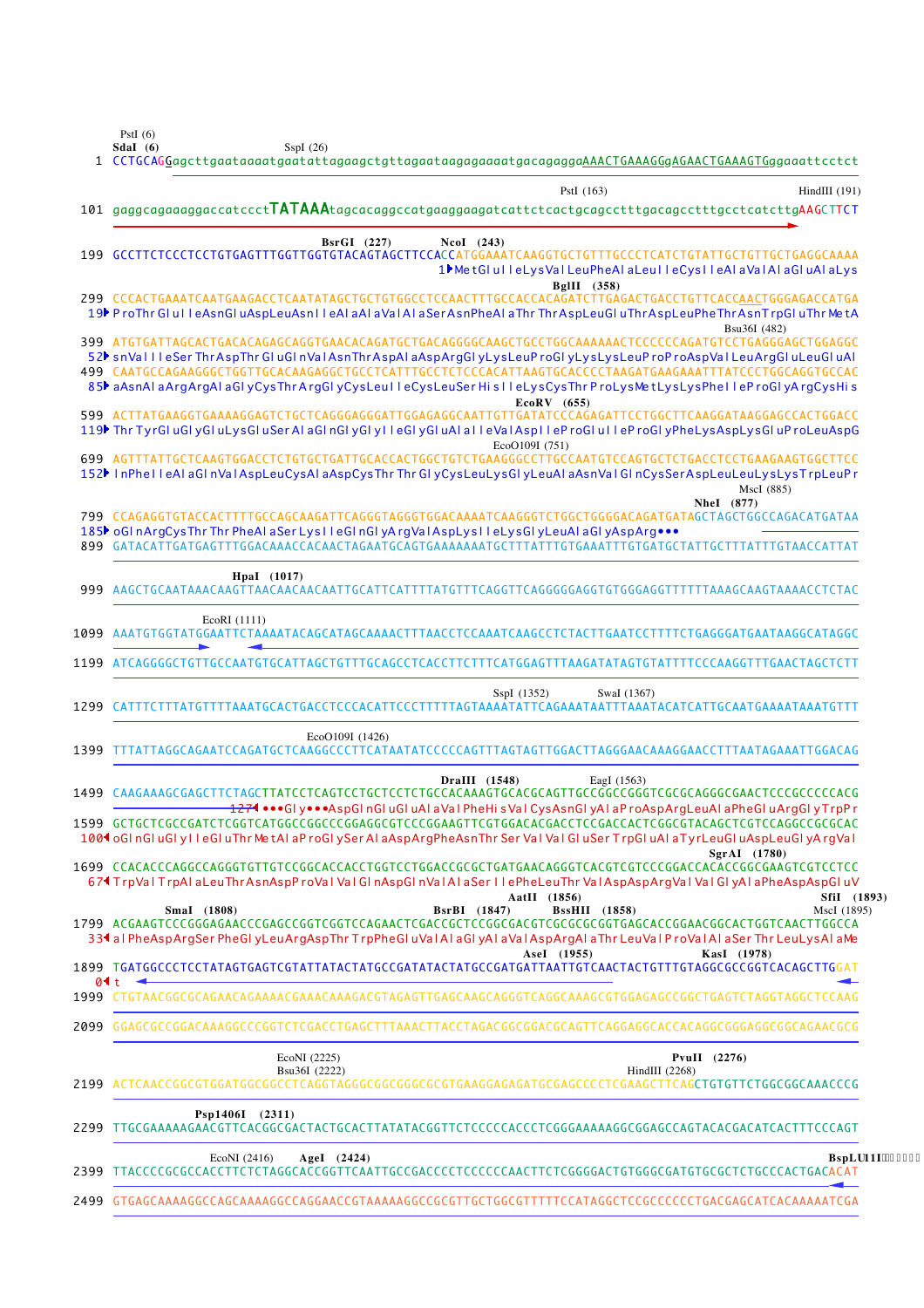```
                PstI (6)
                SdaI (6)                       SspI (26)
   1 CCTGCAGGagcttgaataaaatgaatattagaagctgttagaataagagaaaatgacagaggaAAACTGAAAGGgAGAACTGAAAGTGggaaattcctct

                                                                      PstI (163)                    HindIII (191)
 101 gaggcagaaaggaccatccctTATAAAtagcacaggccatgaaggaagatcattctcactgcagcctttgacagcctttgcctcatcttgAAGCTTCT

                                         BsrGI (227)            NcoI (243)
 199 GCCTTCTCCCTCCTGTGAGTTTGGTTGGTGTACAGTAGCTTCCACCATGGAAATCAAGGTGCTGTTTGCCCTCATCTGTATTGCTGTTGCTGAGGCAAAA
                                                            1 MetGluIleLysValLeuPheAlaLeuIleCysIleAlaValAlaGluAlaLys
                                                                                  BglII (358)
 299 CCCACTGAAATCAATGAAGACCTCAATATAGCTGCTGTGGCCTCCAACTTTGCCACCACAGATCTTGAGACTGACCTGTTCACCAACTGGGAGACCATGA
  19 ProThrGluIleAsnGluAspLeuAsnIleAlaAlaValAlaSerAsnPheAlaThrThrAspLeuGluThrAspLeuPheThrAsnTrpGluThrMetA
                                                                                         Bsu36I (482)
 399 ATGTGATTAGCACTGACACAGAGCAGGTGAACACAGATGCTGACAGGGGCAAGCTGCCTGGCAAAAAACTCCCCCCAGATGTCCTGAGGGAGCTGGAGGC
  52 snValIleSerThrAspThrGluGlnValAsnThrAspAlaAspArgGlyLysLeuProGlyLysLysLeuProProAspValLeuArgGluLeuGluAl
 499 CAATGCCAGAAGGGCTGGTTGCACAAGAGGCTGCCTCATTTGCCTCTCCCACATTAAGTGCACCCCTAAGATGAAGAAATTTATCCCTGGCAGGTGCCAC
  85 aAsnAlaArgArgAlaGlyCysThrArgGlyCysLeuIleCysLeuSerHisIleLysCysThrProLysMetLysLysPheIleProGlyArgCysHis
                                                                    EcoRV (655)
 599 ACTTATGAAGGTGAAAAGGAGTCTGCTCAGGGAGGGATTGGAGAGGCAATTGTTGATATCCCAGAGATTCCTGGCTTCAAGGATAAGGAGCCACTGGACC
 119 ThrTyrGluGlyGluLysGluSerAlaGlnGlyGlyIleGlyGluAlaIleValAspIleProGluIleProGlyPheLysAspLysGluProLeuAspG
                                                                    EcoO109I (751)
 699 AGTTTATTGCTCAAGTGGACCTCTGTGCTGATTGCACCACTGGCTGTCTGAAGGGCCTTGCCAATGTCCAGTGCTCTGACCTCCTGAAGAAGTGGCTTCC
 152 lnPheIleAlaGlnValAspLeuCysAlaAspCysThrThrGlyCysLeuLysGlyLeuAlaAsnValGlnCysSerAspLeuLeuLysLysTrpLeuPr
                                                                                                MscI (885)
                                                                                           NheI (877)
 799 CCAGAGGTGTACCACTTTTGCCAGCAAGATTCAGGGTAGGGTGGACAAAATCAAGGGTCTGGCTGGGGACAGATGATAGCTAGCTGGCCAGACATGATAA
 185 oGlnArgCysThrThrPheAlaSerLysIleGlnGlyArgValAspLysIleLysGlyLeuAlaGlyAspArg•••
 899 GATACATTGATGAGTTTGGACAAACCACAACTAGAATGCAGTGAAAAAAATGCTTTATTTGTGAAATTTGTGATGCTATTGCTTTATTTGTAACCATTAT

                         HpaI (1017)
 999 AAGCTGCAATAAACAAGTTAACAACAACAATTGCATTCATTTTATGTTTCAGGTTCAGGGGGAGGTGTGGGAGGTTTTTTAAAGCAAGTAAAACCTCTAC

                 EcoRI (1111)
1099 AAATGTGGTATGGAATTCTAAAATACAGCATAGCAAAACTTTAACCTCCAAATCAAGCCTCTACTTGAATCCTTTTCTGAGGGATGAATAAGGCATAGGC

1199 ATCAGGGGCTGTTGCCAATGTGCATTAGCTGTTTGCAGCCTCACCTTCTTTCATGGAGTTTAAGATATAGTGTATTTTCCCAAGGTTTGAACTAGCTCTT

                                                                        SspI (1352)         SwaI (1367)
1299 CATTTCTTTATGTTTTAAATGCACTGACCTCCCACATTCCCTTTTTAGTAAAATATTCAGAAATAATTTAAATACATCATTGCAATGAAAATAAATGTTT

                                    EcoO109I (1426)
1399 TTTATTAGGCAGAATCCAGATGCTCAAGGCCCTTCATAATATCCCCCAGTTTAGTAGTTGGACTTAGGGAACAAAGGAACCTTTAATAGAAATTGGACAG

                                                            DraIII (1548)          EagI (1563)
1499 CAAGAAAGCGAGCTTCTAGCTTATCCTCAGTCCTGCTCCTCTGCCACAAAGTGCACGCAGTTGCCGGCCGGGTCGCGCAGGGCGAACTCCCGCCCCCACG
                     127 •••GlyAspGlnGluValAlaPheHisValCysAsnGlyAlaProAspArgLeuAlaPheGluArgGlyTrpPr
1599 GCTGCTCGCCGATCTCGGTCATGGCCGGCCCGGAGGCGTCCCGGAAGTTCGTGGACACGACCTCCGACCACTCGGCGTACAGCTCGTCCAGGCCGCGCAC
 100 oGlnGluGlyIleGluThrMetAlaProGlySerAlaAspArgPheAsnThrSerValValGluSerTrpGluAlaTyrLeuGluAspLeuGlyArgVal
                                                                                       SgrAI (1780)
1699 CCACACCCAGGCCAGGGTGTTGTCCGGCACCACCTGGTCCTGGACCGCGCTGATGAACAGGGTCACGTCGTCCCGGACCACACCGGCGAAGTCGTCCTC
  67 TrpValTrpAlaLeuThrAsnAspProValValGlnAspGlnValAlaSerIlePheLeuThrValAspAspArgValValGlyAlaPheAspAspGluV
                                                                    AatII (1856)                    SfiI (1893)
           SmaI (1808)                                       BsrBI (1847)     BssHII (1858)              MscI (1895)
1799 ACGAAGTCCCGGGAGAACCCGAGCCGGTCGGTCCAGAACTCGACCGCTCCGGCGACGTCGCGCGCGGTGAGCACCGGAACGGCACTGGTCAACTTGGCCA
  33 alPheAspArgSerPheGlyLeuArgAspThrTrpPheGluValAlaGlyAlaValAspArgAlaThrLeuValProValAlaSerThrLeuLysAlaMe
                                                                      AseI (1955)              KasI (1978)
1899 TGATGGCCCTCCTATAGTGAGTCGTATTATACTATGCCGATATACTATGCCGATGATTAATTGTCAACTACTGTTTGTAGGCGCCGGTCACAGCTTGGAT
   0 t
1999 CTGTAACGGCGCAGAACAGAAAACGAAACAAAGACGTAGAGTTGAGCAAGCAGGGTCAGGCAAAGCGTGGAGAGCCGGCTGAGTCTAGGTAGGCTCCAAG

2099 GGAGCGCCGGACAAAGGCCCGGTCTCGACCTGAGCTTTAAACTTACCTAGACGGCGGACGCAGTTCAGGAGGCACCACAGGCGGGAGGCGGCAGAACGCG

                                EcoNI (2225)                                            PvuII (2276)
                                Bsu36I (2222)                                    HindIII (2268)
2199 ACTCAACCGGCGTGGATGGCGGCCTCAGGTAGGGCGGCGGGCGCGTGAAGGAGAGATGCGAGCCCCTCGAAGCTTCAGCTGTGTTCTGGCGGCAAACCCG

                      Psp1406I (2311)
2299 TTGCGAAAAAGAACGTTCACGGCGACTACTGCACTTATATACGGTTCTCCCCCACCCTCGGGAAAAAGGCGGAGCAGTACACGACATCACTTTCCCAGT

                        EcoNI (2416)     AgeI (2424)                                                 BspLU11I
2399 TTACCCCGCGCCACCTTCTCTAGGCACCGGTTCAATTGCCGACCCCTCCCCCCAACTTCTCGGGGACTGTGGGCGATGTGCGCTCTGCCCACTGACACAT

2499 GTGAGCAAAAGGCCAGCAAAAGGCCAGGAACCGTAAAAAGGCCGCGTTGCTGGCGTTTTTCCATAGGCTCCGCCCCCCTGACGAGCATCACAAAAATCGA
```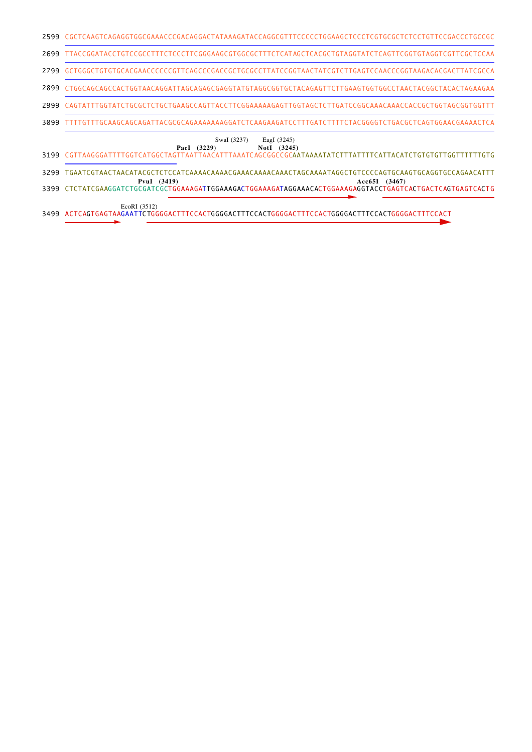```
2599 CGCTCAAGTCAGAGGTGGCGAAACCCGACAGGACTATAAAGATACCAGGCGTTTCCCCCTGGAAGCTCCCTCGTGCGCTCTCCTGTTCCGACCCTGCCGC

2699 TTACCGGATACCTGTCCGCCTTTCTCCCTTCGGGAAGCGTGGCGCTTTCTCATAGCTCACGCTGTAGGTATCTCAGTTCGGTGTAGGTCGTTCGCTCCAA

2799 GCTGGGCTGTGTGCACGAACCCCCCGTTCAGCCCGACCGCTGCGCCTTATCCGGTAACTATCGTCTTGAGTCCAACCCGGTAAGACACGACTTATCGCCA

2899 CTGGCAGCAGCCACTGGTAACAGGATTAGCAGAGCGAGGTATGTAGGCGGTGCTACAGAGTTCTTGAAGTGGTGGCCTAACTACGGCTACACTAGAAGAA

2999 CAGTATTTGGTATCTGCGCTCTGCTGAAGCCAGTTACCTTCGGAAAAAGAGTTGGTAGCTCTTGATCCGGCAAACAAACCACCGCTGGTAGCGGTGGTTT

3099 TTTTGTTTGCAAGCAGCAGATTACGCGCAGAAAAAAAGGATCTCAAGAAGATCCTTTGATCTTTTCTACGGGGTCTGACGCTCAGTGGAACGAAAACTCA

                                             SwaI (3237)    EagI (3245)
                                   PacI (3229)              NotI (3245)
3199 CGTTAAGGGATTTTGGTCATGGCTAGTTAATTAACATTTAAATCAGCGGCCGCAATAAAATATCTTTATTTTCATTACATCTGTGTGTTGGTTTTTTGTG

3299 TGAATCGTAACTAACATACGCTCTCCATCAAAACAAAACGAAACAAAACAAACTAGCAAAATAGGCTGTCCCCAGTGCAAGTGCAGGTGCCAGAACATTT

                              PvuI (3419)                                         Acc65I (3467)
3399 CTCTATCGAAGGATCTGCGATCGCTGGAAAGATTGGAAAGACTGGAAAGATAGGAAACACTGGAAAGAGGTACCTGAGTCACTGACTCAGTGAGTCACTG

                         EcoRI (3512)
3499 ACTCAGTGAGTAAGAATTCTGGGGACTTTCCACTGGGGACTTTCCACTGGGGACTTTCCACTGGGGACTTTCCACTGGGGACTTTCCACT
```